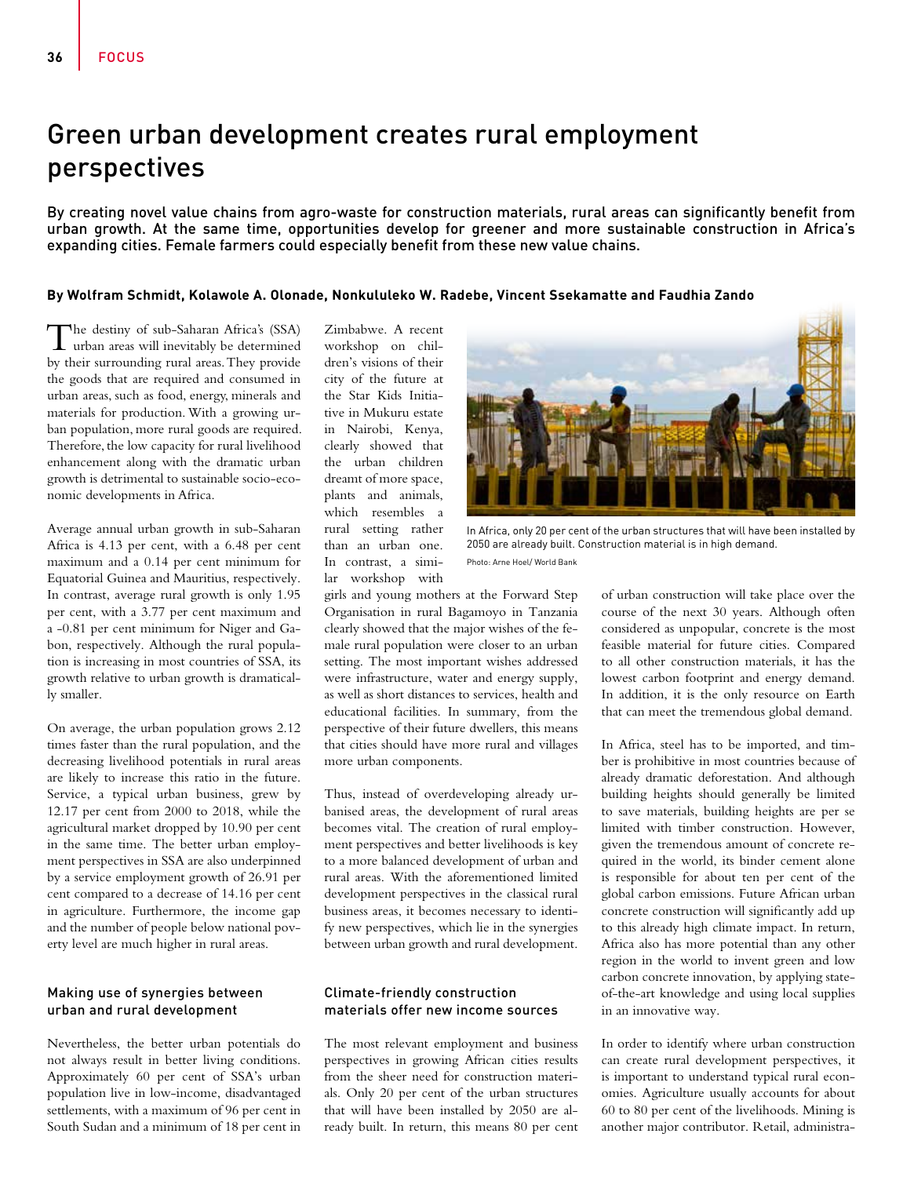# Green urban development creates rural employment perspectives

**By creating novel value chains from agro-waste for construction materials, rural areas can significantly benefit from urban growth. At the same time, opportunities develop for greener and more sustainable construction in Africa's expanding cities. Female farmers could especially benefit from these new value chains.**

**By Wolfram Schmidt, Kolawole A. Olonade, Nonkululeko W. Radebe, Vincent Ssekamatte and Faudhia Zando**

The destiny of sub-Saharan Africa's (SSA) urban areas will inevitably be determined by their surrounding rural areas. They provide the goods that are required and consumed in urban areas, such as food, energy, minerals and materials for production. With a growing urban population, more rural goods are required. Therefore, the low capacity for rural livelihood enhancement along with the dramatic urban growth is detrimental to sustainable socio-economic developments in Africa.

Average annual urban growth in sub-Saharan Africa is 4.13 per cent, with a 6.48 per cent maximum and a 0.14 per cent minimum for Equatorial Guinea and Mauritius, respectively. In contrast, average rural growth is only 1.95 per cent, with a 3.77 per cent maximum and a -0.81 per cent minimum for Niger and Gabon, respectively. Although the rural population is increasing in most countries of SSA, its growth relative to urban growth is dramatically smaller.

On average, the urban population grows 2.12 times faster than the rural population, and the decreasing livelihood potentials in rural areas are likely to increase this ratio in the future. Service, a typical urban business, grew by 12.17 per cent from 2000 to 2018, while the agricultural market dropped by 10.90 per cent in the same time. The better urban employment perspectives in SSA are also underpinned by a service employment growth of 26.91 per cent compared to a decrease of 14.16 per cent in agriculture. Furthermore, the income gap and the number of people below national poverty level are much higher in rural areas.

### Making use of synergies between urban and rural development

Nevertheless, the better urban potentials do not always result in better living conditions. Approximately 60 per cent of SSA's urban population live in low-income, disadvantaged settlements, with a maximum of 96 per cent in South Sudan and a minimum of 18 per cent in Zimbabwe. A recent workshop on children's visions of their city of the future at the Star Kids Initiative in Mukuru estate in Nairobi, Kenya, clearly showed that the urban children dreamt of more space, plants and animals, which resembles a rural setting rather than an urban one. In contrast, a similar workshop with girls and young mothers at the Forward Step Organisation in rural Bagamoyo in Tanzania clearly showed that the major wishes of the female rural population were closer to an urban setting. The most important wishes addressed were infrastructure, water and energy supply, as well as short distances to services, health and educational facilities. In summary, from the perspective of their future dwellers, this means that cities should have more rural and villages more urban components.

Thus, instead of overdeveloping already urbanised areas, the development of rural areas becomes vital. The creation of rural employment perspectives and better livelihoods is key to a more balanced development of urban and rural areas. With the aforementioned limited development perspectives in the classical rural business areas, it becomes necessary to identify new perspectives, which lie in the synergies between urban growth and rural development.

In Africa, only 20 per cent of the urban structures that will have been installed by 2050 are already built. Construction material is in high demand.

Photo: Arne Hoel/ World Bank

### Climate-friendly construction materials offer new income sources

The most relevant employment and business perspectives in growing African cities results from the sheer need for construction materials. Only 20 per cent of the urban structures that will have been installed by 2050 are already built. In return, this means 80 per cent of urban construction will take place over the course of the next 30 years. Although often considered as unpopular, concrete is the most feasible material for future cities. Compared to all other construction materials, it has the lowest carbon footprint and energy demand. In addition, it is the only resource on Earth that can meet the tremendous global demand.

In Africa, steel has to be imported, and timber is prohibitive in most countries because of already dramatic deforestation. And although building heights should generally be limited to save materials, building heights are per se limited with timber construction. However, given the tremendous amount of concrete required in the world, its binder cement alone is responsible for about ten per cent of the global carbon emissions. Future African urban concrete construction will significantly add up to this already high climate impact. In return, Africa also has more potential than any other region in the world to invent green and low carbon concrete innovation, by applying state-of-the-art knowledge and using local supplies in an innovative way.

In order to identify where urban construction can create rural development perspectives, it is important to understand typical rural economies. Agriculture usually accounts for about 60 to 80 per cent of the livelihoods. Mining is another major contributor. Retail, administra-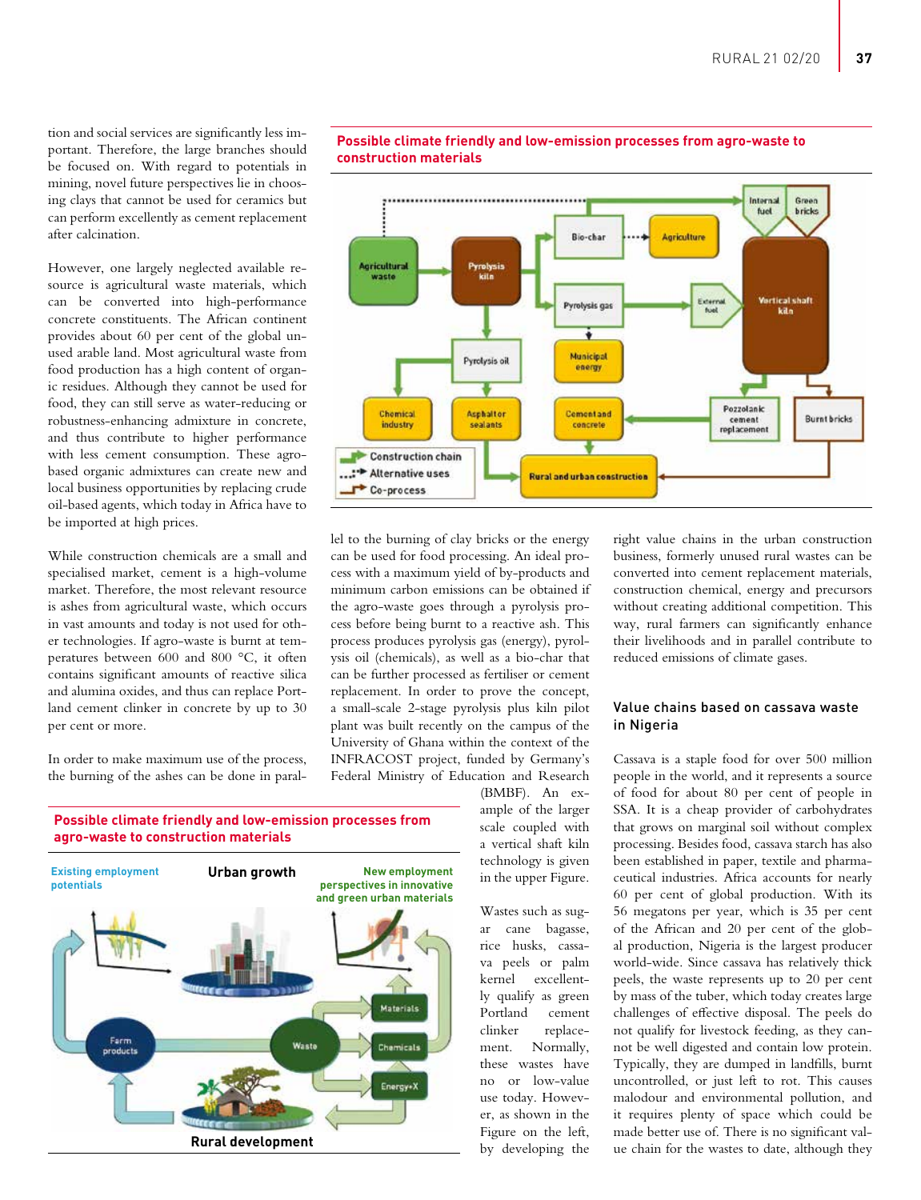tion and social services are significantly less important. Therefore, the large branches should be focused on. With regard to potentials in mining, novel future perspectives lie in choosing clays that cannot be used for ceramics but can perform excellently as cement replacement after calcination.

However, one largely neglected available resource is agricultural waste materials, which can be converted into high-performance concrete constituents. The African continent provides about 60 per cent of the global unused arable land. Most agricultural waste from food production has a high content of organic residues. Although they cannot be used for food, they can still serve as water-reducing or robustness-enhancing admixture in concrete, and thus contribute to higher performance with less cement consumption. These agro-based organic admixtures can create new and local business opportunities by replacing crude oil-based agents, which today in Africa have to be imported at high prices.

While construction chemicals are a small and specialised market, cement is a high-volume market. Therefore, the most relevant resource is ashes from agricultural waste, which occurs in vast amounts and today is not used for other technologies. If agro-waste is burnt at temperatures between 600 and 800 °C, it often contains significant amounts of reactive silica and alumina oxides, and thus can replace Portland cement clinker in concrete by up to 30 per cent or more.

In order to make maximum use of the process, the burning of the ashes can be done in parallel to the burning of clay bricks or the energy can be used for food processing. An ideal process with a maximum yield of by-products and minimum carbon emissions can be obtained if the agro-waste goes through a pyrolysis process before being burnt to a reactive ash. This process produces pyrolysis gas (energy), pyrolysis oil (chemicals), as well as a bio-char that can be further processed as fertiliser or cement replacement. In order to prove the concept, a small-scale 2-stage pyrolysis plus kiln pilot plant was built recently on the campus of the University of Ghana within the context of the INFRACOST project, funded by Germany's Federal Ministry of Education and Research (BMBF). An example of the larger scale coupled with a vertical shaft kiln technology is given in the upper Figure.

**Possible climate friendly and low-emission processes from agro-waste to construction materials**

Agricultural waste → Pyrolysis kiln → Bio-char → Agriculture; Pyrolysis gas → Municipal energy / External fuel → Vertical shaft kiln; Pyrolysis oil → Chemical industry / Asphalt or sealants; Internal fuel, Green bricks; Pozzolanic cement replacement; Burnt bricks; Cement and concrete; Rural and urban construction

Construction chain · Alternative uses · Co-process

**Possible climate friendly and low-emission processes from agro-waste to construction materials**

Existing employment potentials · Urban growth · New employment perspectives in innovative and green urban materials · Farm products · Waste · Materials · Chemicals · Energy+X · Rural development

Wastes such as sugar cane bagasse, rice husks, cassava peels or palm kernel excellently qualify as green Portland cement clinker replacement. Normally, these wastes have no or low-value use today. However, as shown in the Figure on the left, by developing the right value chains in the urban construction business, formerly unused rural wastes can be converted into cement replacement materials, construction chemical, energy and precursors without creating additional competition. This way, rural farmers can significantly enhance their livelihoods and in parallel contribute to reduced emissions of climate gases.

## Value chains based on cassava waste in Nigeria

Cassava is a staple food for over 500 million people in the world, and it represents a source of food for about 80 per cent of people in SSA. It is a cheap provider of carbohydrates that grows on marginal soil without complex processing. Besides food, cassava starch has also been established in paper, textile and pharmaceutical industries. Africa accounts for nearly 60 per cent of global production. With its 56 megatons per year, which is 35 per cent of the African and 20 per cent of the global production, Nigeria is the largest producer world-wide. Since cassava has relatively thick peels, the waste represents up to 20 per cent by mass of the tuber, which today creates large challenges of effective disposal. The peels do not qualify for livestock feeding, as they cannot be well digested and contain low protein. Typically, they are dumped in landfills, burnt uncontrolled, or just left to rot. This causes malodour and environmental pollution, and it requires plenty of space which could be made better use of. There is no significant value chain for the wastes to date, although they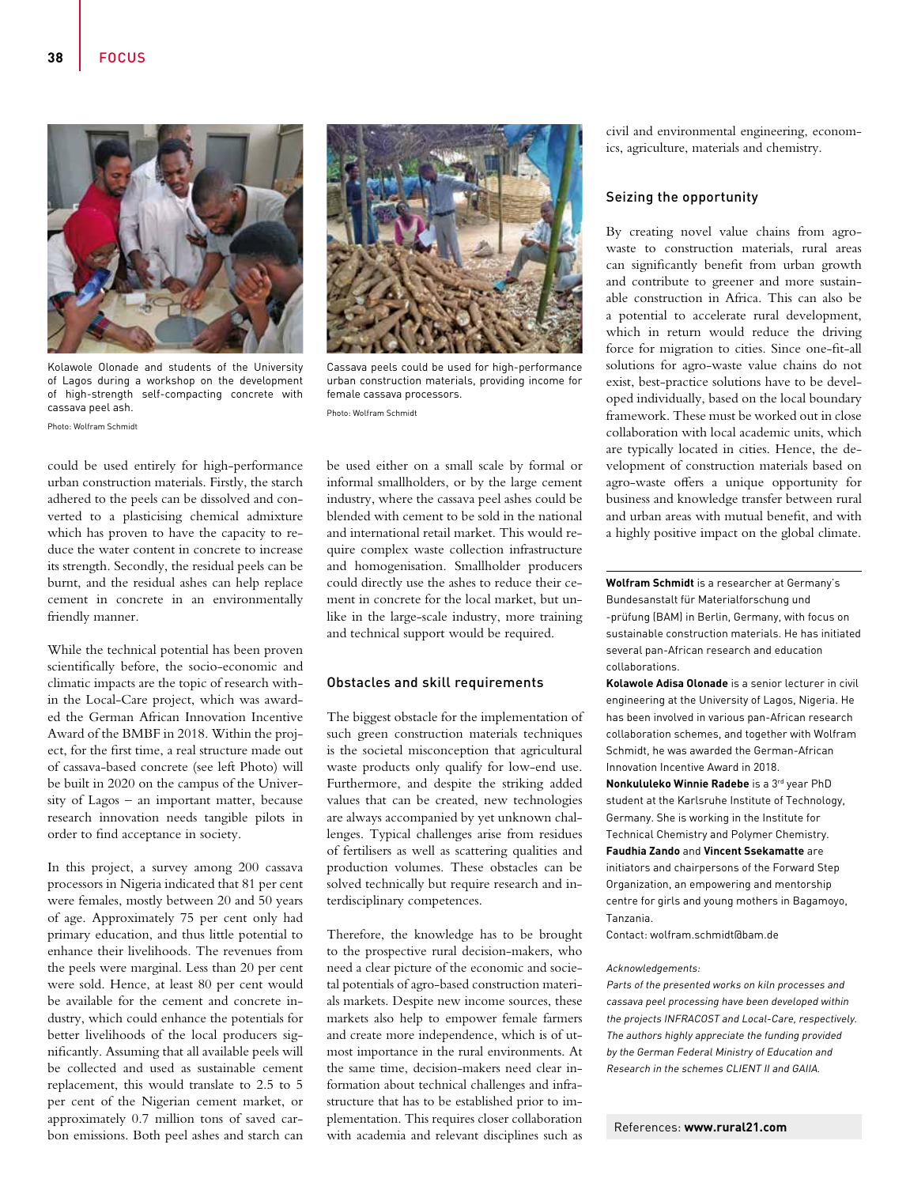Kolawole Olonade and students of the University of Lagos during a workshop on the development of high-strength self-compacting concrete with cassava peel ash.

Photo: Wolfram Schmidt

Cassava peels could be used for high-performance urban construction materials, providing income for female cassava processors.

Photo: Wolfram Schmidt

could be used entirely for high-performance urban construction materials. Firstly, the starch adhered to the peels can be dissolved and converted to a plasticising chemical admixture which has proven to have the capacity to reduce the water content in concrete to increase its strength. Secondly, the residual peels can be burnt, and the residual ashes can help replace cement in concrete in an environmentally friendly manner.

While the technical potential has been proven scientifically before, the socio-economic and climatic impacts are the topic of research within the Local-Care project, which was awarded the German African Innovation Incentive Award of the BMBF in 2018. Within the project, for the first time, a real structure made out of cassava-based concrete (see left Photo) will be built in 2020 on the campus of the University of Lagos – an important matter, because research innovation needs tangible pilots in order to find acceptance in society.

In this project, a survey among 200 cassava processors in Nigeria indicated that 81 per cent were females, mostly between 20 and 50 years of age. Approximately 75 per cent only had primary education, and thus little potential to enhance their livelihoods. The revenues from the peels were marginal. Less than 20 per cent were sold. Hence, at least 80 per cent would be available for the cement and concrete industry, which could enhance the potentials for better livelihoods of the local producers significantly. Assuming that all available peels will be collected and used as sustainable cement replacement, this would translate to 2.5 to 5 per cent of the Nigerian cement market, or approximately 0.7 million tons of saved carbon emissions. Both peel ashes and starch can be used either on a small scale by formal or informal smallholders, or by the large cement industry, where the cassava peel ashes could be blended with cement to be sold in the national and international retail market. This would require complex waste collection infrastructure and homogenisation. Smallholder producers could directly use the ashes to reduce their cement in concrete for the local market, but unlike in the large-scale industry, more training and technical support would be required.

## Obstacles and skill requirements

The biggest obstacle for the implementation of such green construction materials techniques is the societal misconception that agricultural waste products only qualify for low-end use. Furthermore, and despite the striking added values that can be created, new technologies are always accompanied by yet unknown challenges. Typical challenges arise from residues of fertilisers as well as scattering qualities and production volumes. These obstacles can be solved technically but require research and interdisciplinary competences.

Therefore, the knowledge has to be brought to the prospective rural decision-makers, who need a clear picture of the economic and societal potentials of agro-based construction materials markets. Despite new income sources, these markets also help to empower female farmers and create more independence, which is of utmost importance in the rural environments. At the same time, decision-makers need clear information about technical challenges and infrastructure that has to be established prior to implementation. This requires closer collaboration with academia and relevant disciplines such as civil and environmental engineering, economics, agriculture, materials and chemistry.

## Seizing the opportunity

By creating novel value chains from agro-waste to construction materials, rural areas can significantly benefit from urban growth and contribute to greener and more sustainable construction in Africa. This can also be a potential to accelerate rural development, which in return would reduce the driving force for migration to cities. Since one-fit-all solutions for agro-waste value chains do not exist, best-practice solutions have to be developed individually, based on the local boundary framework. These must be worked out in close collaboration with local academic units, which are typically located in cities. Hence, the development of construction materials based on agro-waste offers a unique opportunity for business and knowledge transfer between rural and urban areas with mutual benefit, and with a highly positive impact on the global climate.

---

**Wolfram Schmidt** is a researcher at Germany's Bundesanstalt für Materialforschung und -prüfung (BAM) in Berlin, Germany, with focus on sustainable construction materials. He has initiated several pan-African research and education collaborations.

**Kolawole Adisa Olonade** is a senior lecturer in civil engineering at the University of Lagos, Nigeria. He has been involved in various pan-African research collaboration schemes, and together with Wolfram Schmidt, he was awarded the German-African Innovation Incentive Award in 2018.

**Nonkululeko Winnie Radebe** is a 3rd year PhD student at the Karlsruhe Institute of Technology, Germany. She is working in the Institute for Technical Chemistry and Polymer Chemistry.

**Faudhia Zando** and **Vincent Ssekamatte** are initiators and chairpersons of the Forward Step Organization, an empowering and mentorship centre for girls and young mothers in Bagamoyo, Tanzania.

Contact: wolfram.schmidt@bam.de

*Acknowledgements:*

*Parts of the presented works on kiln processes and cassava peel processing have been developed within the projects INFRACOST and Local-Care, respectively. The authors highly appreciate the funding provided by the German Federal Ministry of Education and Research in the schemes CLIENT II and GAIIA.*

References: **www.rural21.com**